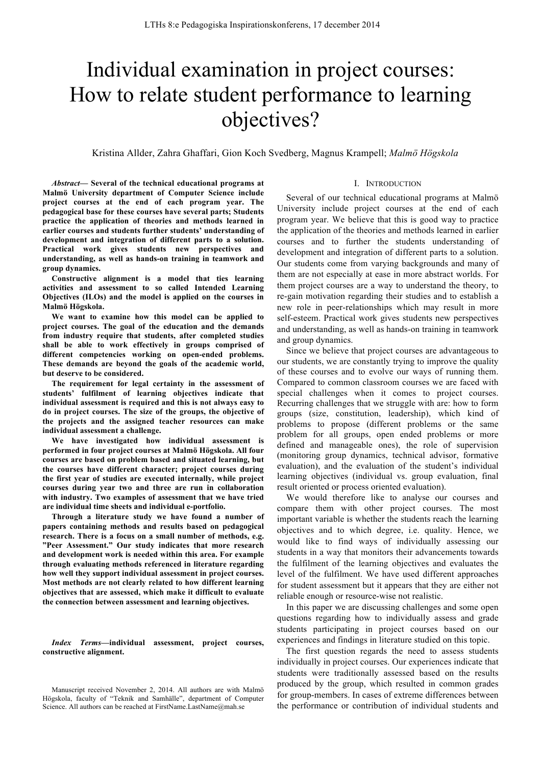# Individual examination in project courses: How to relate student performance to learning objectives?

Kristina Allder, Zahra Ghaffari, Gion Koch Svedberg, Magnus Krampell; *Malmö Högskola*

***Abstract*— Several of the technical educational programs at Malmö University department of Computer Science include project courses at the end of each program year. The pedagogical base for these courses have several parts; Students practice the application of theories and methods learned in earlier courses and students further students' understanding of development and integration of different parts to a solution. Practical work gives students new perspectives and understanding, as well as hands-on training in teamwork and group dynamics.**

**Constructive alignment is a model that ties learning activities and assessment to so called Intended Learning Objectives (ILOs) and the model is applied on the courses in Malmö Högskola.**

**We want to examine how this model can be applied to project courses. The goal of the education and the demands from industry require that students, after completed studies shall be able to work effectively in groups comprised of different competencies working on open-ended problems. These demands are beyond the goals of the academic world, but deserve to be considered.**

**The requirement for legal certainty in the assessment of students' fulfilment of learning objectives indicate that individual assessment is required and this is not always easy to do in project courses. The size of the groups, the objective of the projects and the assigned teacher resources can make individual assessment a challenge.**

**We have investigated how individual assessment is performed in four project courses at Malmö Högskola. All four courses are based on problem based and situated learning, but the courses have different character; project courses during the first year of studies are executed internally, while project courses during year two and three are run in collaboration with industry. Two examples of assessment that we have tried are individual time sheets and individual e-portfolio.**

**Through a literature study we have found a number of papers containing methods and results based on pedagogical research. There is a focus on a small number of methods, e.g. "Peer Assessment." Our study indicates that more research and development work is needed within this area. For example through evaluating methods referenced in literature regarding how well they support individual assessment in project courses. Most methods are not clearly related to how different learning objectives that are assessed, which make it difficult to evaluate the connection between assessment and learning objectives.**

***Index Terms*—individual assessment, project courses, constructive alignment.**

Manuscript received November 2, 2014. All authors are with Malmö Högskola, faculty of "Teknik and Samhälle", department of Computer Science. All authors can be reached at FirstName.LastName@mah.se

## I. Introduction

Several of our technical educational programs at Malmö University include project courses at the end of each program year. We believe that this is good way to practice the application of the theories and methods learned in earlier courses and to further the students understanding of development and integration of different parts to a solution. Our students come from varying backgrounds and many of them are not especially at ease in more abstract worlds. For them project courses are a way to understand the theory, to re-gain motivation regarding their studies and to establish a new role in peer-relationships which may result in more self-esteem. Practical work gives students new perspectives and understanding, as well as hands-on training in teamwork and group dynamics.

Since we believe that project courses are advantageous to our students, we are constantly trying to improve the quality of these courses and to evolve our ways of running them. Compared to common classroom courses we are faced with special challenges when it comes to project courses. Recurring challenges that we struggle with are: how to form groups (size, constitution, leadership), which kind of problems to propose (different problems or the same problem for all groups, open ended problems or more defined and manageable ones), the role of supervision (monitoring group dynamics, technical advisor, formative evaluation), and the evaluation of the student's individual learning objectives (individual vs. group evaluation, final result oriented or process oriented evaluation).

We would therefore like to analyse our courses and compare them with other project courses. The most important variable is whether the students reach the learning objectives and to which degree, i.e. quality. Hence, we would like to find ways of individually assessing our students in a way that monitors their advancements towards the fulfilment of the learning objectives and evaluates the level of the fulfilment. We have used different approaches for student assessment but it appears that they are either not reliable enough or resource-wise not realistic.

In this paper we are discussing challenges and some open questions regarding how to individually assess and grade students participating in project courses based on our experiences and findings in literature studied on this topic.

The first question regards the need to assess students individually in project courses. Our experiences indicate that students were traditionally assessed based on the results produced by the group, which resulted in common grades for group-members. In cases of extreme differences between the performance or contribution of individual students and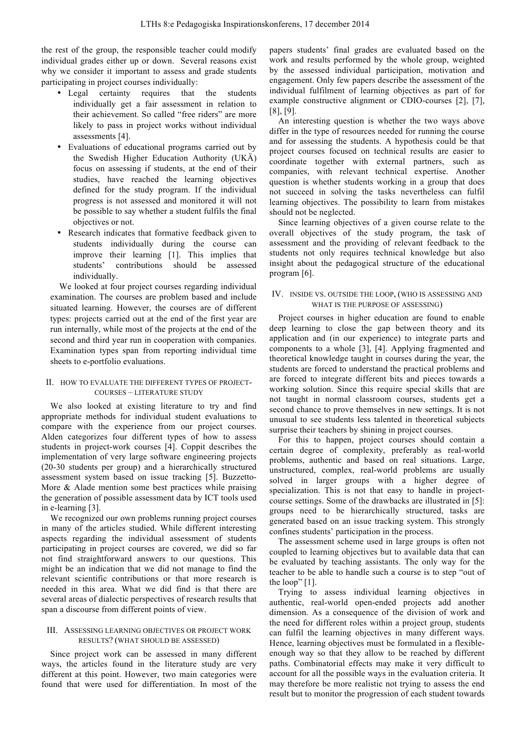the rest of the group, the responsible teacher could modify individual grades either up or down. Several reasons exist why we consider it important to assess and grade students participating in project courses individually:

- Legal certainty requires that the students individually get a fair assessment in relation to their achievement. So called "free riders" are more likely to pass in project works without individual assessments [4].
- Evaluations of educational programs carried out by the Swedish Higher Education Authority (UKÄ) focus on assessing if students, at the end of their studies, have reached the learning objectives defined for the study program. If the individual progress is not assessed and monitored it will not be possible to say whether a student fulfils the final objectives or not.
- Research indicates that formative feedback given to students individually during the course can improve their learning [1]. This implies that students' contributions should be assessed individually.

We looked at four project courses regarding individual examination. The courses are problem based and include situated learning. However, the courses are of different types: projects carried out at the end of the first year are run internally, while most of the projects at the end of the second and third year run in cooperation with companies. Examination types span from reporting individual time sheets to e-portfolio evaluations.

## II. How to evaluate the different types of project-courses – Literature study

We also looked at existing literature to try and find appropriate methods for individual student evaluations to compare with the experience from our project courses. Alden categorizes four different types of how to assess students in project-work courses [4]. Coppit describes the implementation of very large software engineering projects (20-30 students per group) and a hierarchically structured assessment system based on issue tracking [5]. Buzzetto-More & Alade mention some best practices while praising the generation of possible assessment data by ICT tools used in e-learning [3].

We recognized our own problems running project courses in many of the articles studied. While different interesting aspects regarding the individual assessment of students participating in project courses are covered, we did so far not find straightforward answers to our questions. This might be an indication that we did not manage to find the relevant scientific contributions or that more research is needed in this area. What we did find is that there are several areas of dialectic perspectives of research results that span a discourse from different points of view.

## III. Assessing learning objectives or project work results? (What should be assessed)

Since project work can be assessed in many different ways, the articles found in the literature study are very different at this point. However, two main categories were found that were used for differentiation. In most of the papers students' final grades are evaluated based on the work and results performed by the whole group, weighted by the assessed individual participation, motivation and engagement. Only few papers describe the assessment of the individual fulfilment of learning objectives as part of for example constructive alignment or CDIO-courses [2], [7], [8], [9].

An interesting question is whether the two ways above differ in the type of resources needed for running the course and for assessing the students. A hypothesis could be that project courses focused on technical results are easier to coordinate together with external partners, such as companies, with relevant technical expertise. Another question is whether students working in a group that does not succeed in solving the tasks nevertheless can fulfil learning objectives. The possibility to learn from mistakes should not be neglected.

Since learning objectives of a given course relate to the overall objectives of the study program, the task of assessment and the providing of relevant feedback to the students not only requires technical knowledge but also insight about the pedagogical structure of the educational program [6].

## IV. Inside vs. outside the loop, (who is assessing and what is the purpose of assessing)

Project courses in higher education are found to enable deep learning to close the gap between theory and its application and (in our experience) to integrate parts and components to a whole [3], [4]. Applying fragmented and theoretical knowledge taught in courses during the year, the students are forced to understand the practical problems and are forced to integrate different bits and pieces towards a working solution. Since this require special skills that are not taught in normal classroom courses, students get a second chance to prove themselves in new settings. It is not unusual to see students less talented in theoretical subjects surprise their teachers by shining in project courses.

For this to happen, project courses should contain a certain degree of complexity, preferably as real-world problems, authentic and based on real situations. Large, unstructured, complex, real-world problems are usually solved in larger groups with a higher degree of specialization. This is not that easy to handle in project-course settings. Some of the drawbacks are illustrated in [5]: groups need to be hierarchically structured, tasks are generated based on an issue tracking system. This strongly confines students' participation in the process.

The assessment scheme used in large groups is often not coupled to learning objectives but to available data that can be evaluated by teaching assistants. The only way for the teacher to be able to handle such a course is to step "out of the loop" [1].

Trying to assess individual learning objectives in authentic, real-world open-ended projects add another dimension. As a consequence of the division of work and the need for different roles within a project group, students can fulfil the learning objectives in many different ways. Hence, learning objectives must be formulated in a flexible-enough way so that they allow to be reached by different paths. Combinatorial effects may make it very difficult to account for all the possible ways in the evaluation criteria. It may therefore be more realistic not trying to assess the end result but to monitor the progression of each student towards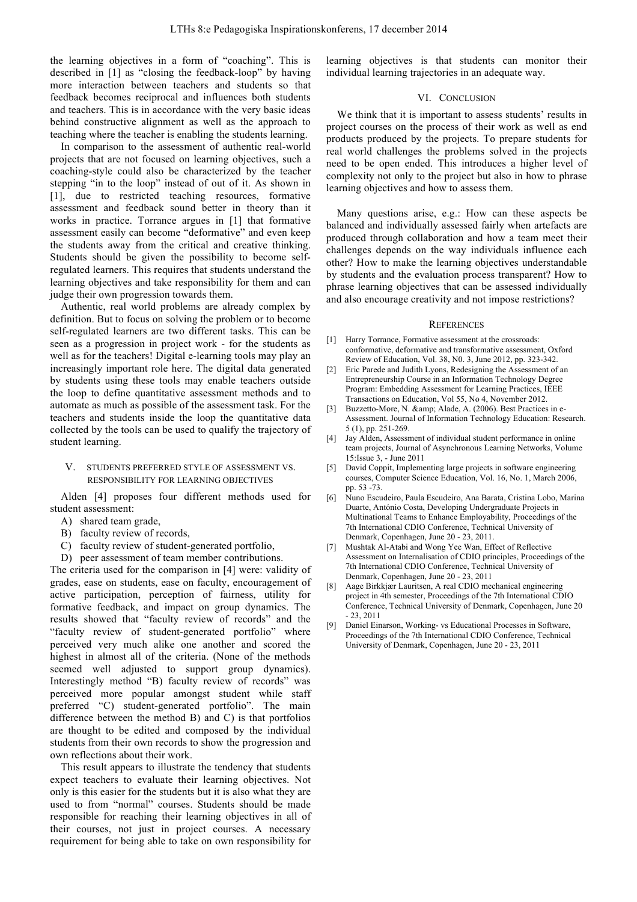the learning objectives in a form of "coaching". This is described in [1] as "closing the feedback-loop" by having more interaction between teachers and students so that feedback becomes reciprocal and influences both students and teachers. This is in accordance with the very basic ideas behind constructive alignment as well as the approach to teaching where the teacher is enabling the students learning.

In comparison to the assessment of authentic real-world projects that are not focused on learning objectives, such a coaching-style could also be characterized by the teacher stepping "in to the loop" instead of out of it. As shown in [1], due to restricted teaching resources, formative assessment and feedback sound better in theory than it works in practice. Torrance argues in [1] that formative assessment easily can become "deformative" and even keep the students away from the critical and creative thinking. Students should be given the possibility to become self-regulated learners. This requires that students understand the learning objectives and take responsibility for them and can judge their own progression towards them.

Authentic, real world problems are already complex by definition. But to focus on solving the problem or to become self-regulated learners are two different tasks. This can be seen as a progression in project work - for the students as well as for the teachers! Digital e-learning tools may play an increasingly important role here. The digital data generated by students using these tools may enable teachers outside the loop to define quantitative assessment methods and to automate as much as possible of the assessment task. For the teachers and students inside the loop the quantitative data collected by the tools can be used to qualify the trajectory of student learning.

## V. Students preferred style of assessment vs. responsibility for learning objectives

Alden [4] proposes four different methods used for student assessment:

A) shared team grade,
B) faculty review of records,
C) faculty review of student-generated portfolio,
D) peer assessment of team member contributions.

The criteria used for the comparison in [4] were: validity of grades, ease on students, ease on faculty, encouragement of active participation, perception of fairness, utility for formative feedback, and impact on group dynamics. The results showed that "faculty review of records" and the "faculty review of student-generated portfolio" where perceived very much alike one another and scored the highest in almost all of the criteria. (None of the methods seemed well adjusted to support group dynamics). Interestingly method "B) faculty review of records" was perceived more popular amongst student while staff preferred "C) student-generated portfolio". The main difference between the method B) and C) is that portfolios are thought to be edited and composed by the individual students from their own records to show the progression and own reflections about their work.

This result appears to illustrate the tendency that students expect teachers to evaluate their learning objectives. Not only is this easier for the students but it is also what they are used to from "normal" courses. Students should be made responsible for reaching their learning objectives in all of their courses, not just in project courses. A necessary requirement for being able to take on own responsibility for learning objectives is that students can monitor their individual learning trajectories in an adequate way.

## VI. Conclusion

We think that it is important to assess students' results in project courses on the process of their work as well as end products produced by the projects. To prepare students for real world challenges the problems solved in the projects need to be open ended. This introduces a higher level of complexity not only to the project but also in how to phrase learning objectives and how to assess them.

Many questions arise, e.g.: How can these aspects be balanced and individually assessed fairly when artefacts are produced through collaboration and how a team meet their challenges depends on the way individuals influence each other? How to make the learning objectives understandable by students and the evaluation process transparent? How to phrase learning objectives that can be assessed individually and also encourage creativity and not impose restrictions?

## References

[1] Harry Torrance, Formative assessment at the crossroads: conformative, deformative and transformative assessment, Oxford Review of Education, Vol. 38, N0. 3, June 2012, pp. 323-342.

[2] Eric Parede and Judith Lyons, Redesigning the Assessment of an Entrepreneurship Course in an Information Technology Degree Program: Embedding Assessment for Learning Practices, IEEE Transactions on Education, Vol 55, No 4, November 2012.

[3] Buzzetto-More, N. &amp; Alade, A. (2006). Best Practices in e-Assessment. Journal of Information Technology Education: Research. 5 (1), pp. 251-269.

[4] Jay Alden, Assessment of individual student performance in online team projects, Journal of Asynchronous Learning Networks, Volume 15:Issue 3, - June 2011

[5] David Coppit, Implementing large projects in software engineering courses, Computer Science Education, Vol. 16, No. 1, March 2006, pp. 53 -73.

[6] Nuno Escudeiro, Paula Escudeiro, Ana Barata, Cristina Lobo, Marina Duarte, António Costa, Developing Undergraduate Projects in Multinational Teams to Enhance Employability, Proceedings of the 7th International CDIO Conference, Technical University of Denmark, Copenhagen, June 20 - 23, 2011.

[7] Mushtak Al-Atabi and Wong Yee Wan, Effect of Reflective Assessment on Internalisation of CDIO principles, Proceedings of the 7th International CDIO Conference, Technical University of Denmark, Copenhagen, June 20 - 23, 2011

[8] Aage Birkkjær Lauritsen, A real CDIO mechanical engineering project in 4th semester, Proceedings of the 7th International CDIO Conference, Technical University of Denmark, Copenhagen, June 20 - 23, 2011

[9] Daniel Einarson, Working- vs Educational Processes in Software, Proceedings of the 7th International CDIO Conference, Technical University of Denmark, Copenhagen, June 20 - 23, 2011